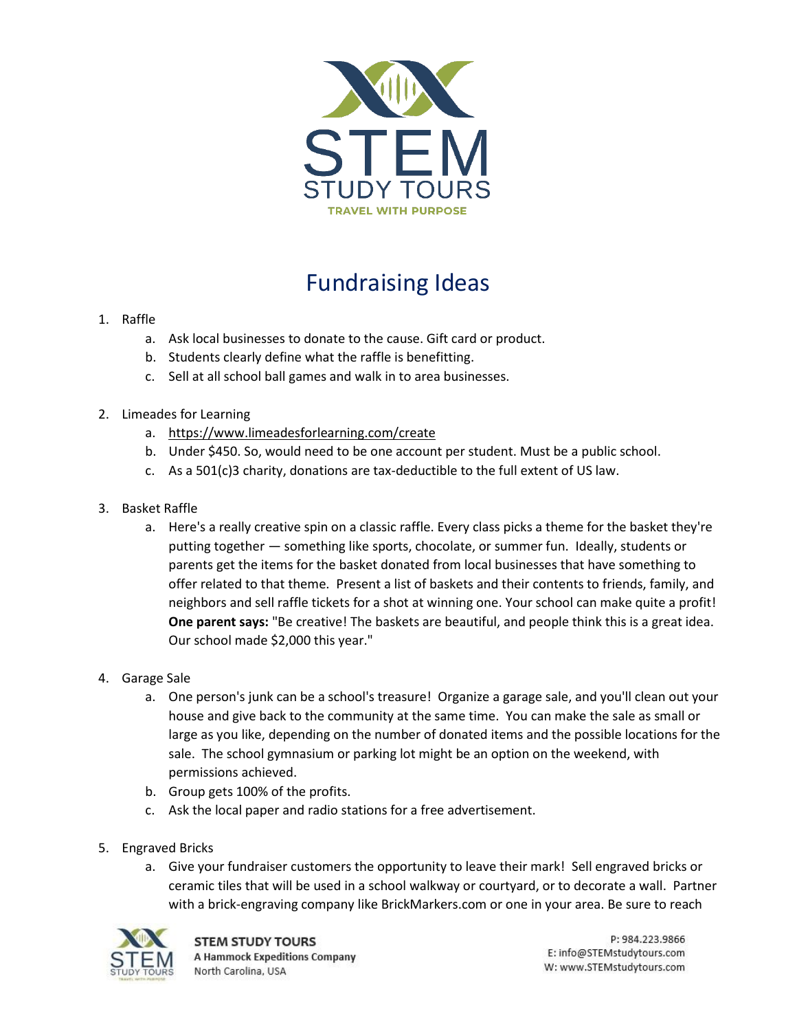# Fundraising Ideas

1. Raffle
    a. Ask local businesses to donate to the cause. Gift card or product.
    b. Students clearly define what the raffle is benefitting.
    c. Sell at all school ball games and walk in to area businesses.

2. Limeades for Learning
    a. https://www.limeadesforlearning.com/create
    b. Under $450. So, would need to be one account per student. Must be a public school.
    c. As a 501(c)3 charity, donations are tax-deductible to the full extent of US law.

3. Basket Raffle
    a. Here's a really creative spin on a classic raffle. Every class picks a theme for the basket they're putting together — something like sports, chocolate, or summer fun. Ideally, students or parents get the items for the basket donated from local businesses that have something to offer related to that theme. Present a list of baskets and their contents to friends, family, and neighbors and sell raffle tickets for a shot at winning one. Your school can make quite a profit! **One parent says:** "Be creative! The baskets are beautiful, and people think this is a great idea. Our school made $2,000 this year."

4. Garage Sale
    a. One person's junk can be a school's treasure! Organize a garage sale, and you'll clean out your house and give back to the community at the same time. You can make the sale as small or large as you like, depending on the number of donated items and the possible locations for the sale. The school gymnasium or parking lot might be an option on the weekend, with permissions achieved.
    b. Group gets 100% of the profits.
    c. Ask the local paper and radio stations for a free advertisement.

5. Engraved Bricks
    a. Give your fundraiser customers the opportunity to leave their mark! Sell engraved bricks or ceramic tiles that will be used in a school walkway or courtyard, or to decorate a wall. Partner with a brick-engraving company like BrickMarkers.com or one in your area. Be sure to reach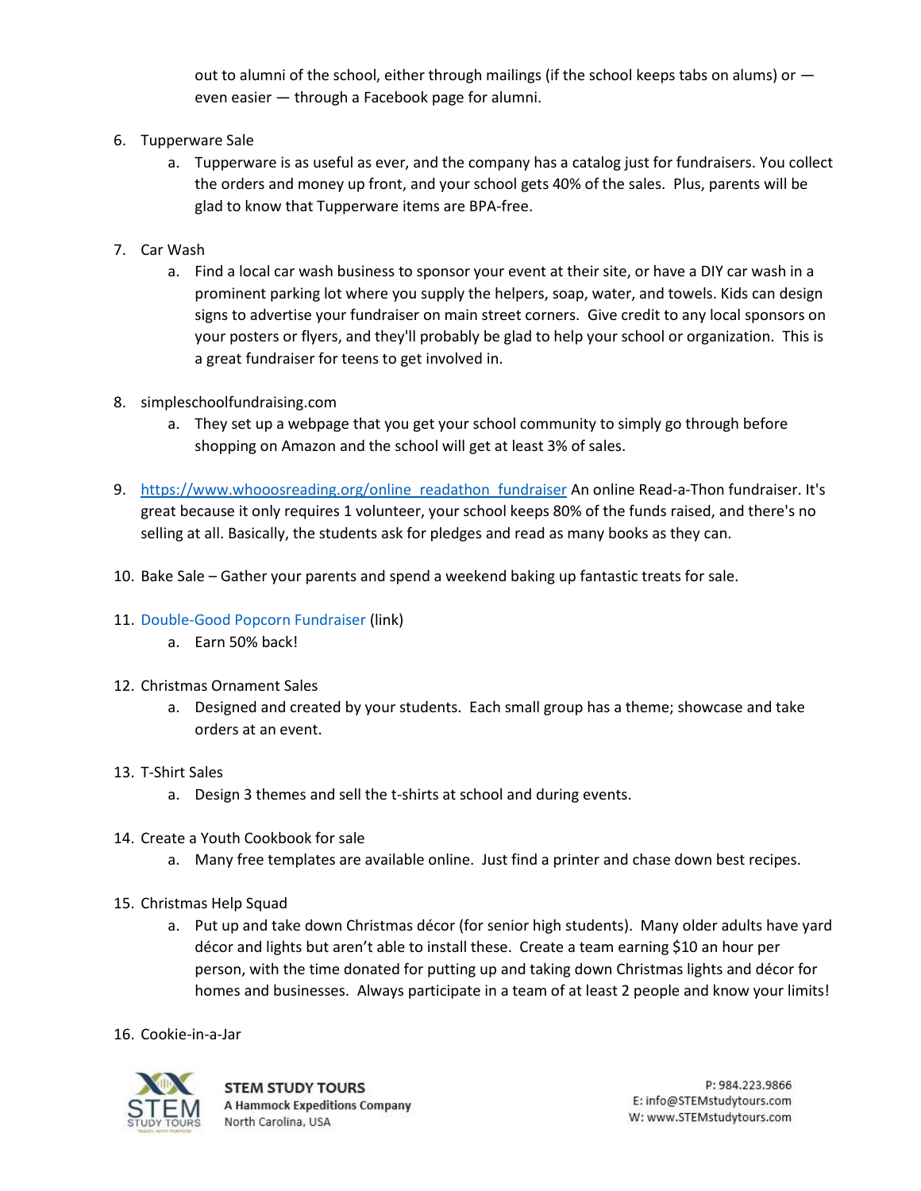out to alumni of the school, either through mailings (if the school keeps tabs on alums) or — even easier — through a Facebook page for alumni.

6. Tupperware Sale
   a. Tupperware is as useful as ever, and the company has a catalog just for fundraisers. You collect the orders and money up front, and your school gets 40% of the sales. Plus, parents will be glad to know that Tupperware items are BPA-free.

7. Car Wash
   a. Find a local car wash business to sponsor your event at their site, or have a DIY car wash in a prominent parking lot where you supply the helpers, soap, water, and towels. Kids can design signs to advertise your fundraiser on main street corners. Give credit to any local sponsors on your posters or flyers, and they'll probably be glad to help your school or organization. This is a great fundraiser for teens to get involved in.

8. simpleschoolfundraising.com
   a. They set up a webpage that you get your school community to simply go through before shopping on Amazon and the school will get at least 3% of sales.

9. https://www.whooosreading.org/online_readathon_fundraiser An online Read-a-Thon fundraiser. It's great because it only requires 1 volunteer, your school keeps 80% of the funds raised, and there's no selling at all. Basically, the students ask for pledges and read as many books as they can.

10. Bake Sale – Gather your parents and spend a weekend baking up fantastic treats for sale.

11. Double-Good Popcorn Fundraiser (link)
    a. Earn 50% back!

12. Christmas Ornament Sales
    a. Designed and created by your students. Each small group has a theme; showcase and take orders at an event.

13. T-Shirt Sales
    a. Design 3 themes and sell the t-shirts at school and during events.

14. Create a Youth Cookbook for sale
    a. Many free templates are available online. Just find a printer and chase down best recipes.

15. Christmas Help Squad
    a. Put up and take down Christmas décor (for senior high students). Many older adults have yard décor and lights but aren't able to install these. Create a team earning $10 an hour per person, with the time donated for putting up and taking down Christmas lights and décor for homes and businesses. Always participate in a team of at least 2 people and know your limits!

16. Cookie-in-a-Jar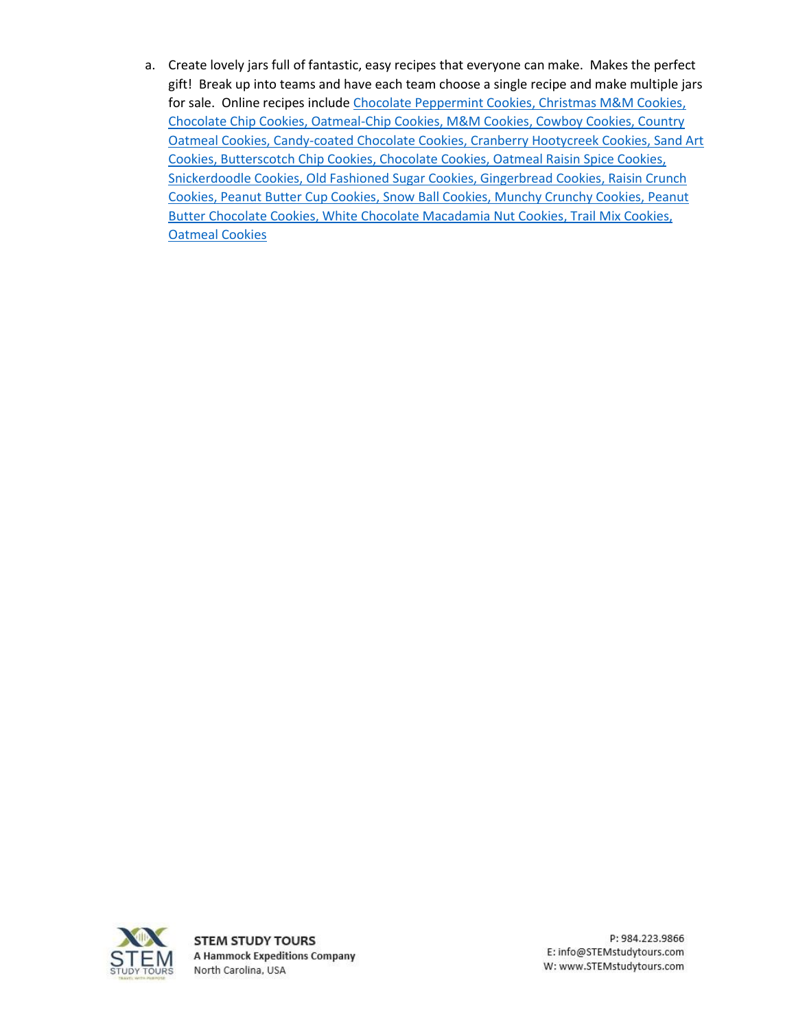a. Create lovely jars full of fantastic, easy recipes that everyone can make. Makes the perfect gift! Break up into teams and have each team choose a single recipe and make multiple jars for sale. Online recipes include Chocolate Peppermint Cookies, Christmas M&M Cookies, Chocolate Chip Cookies, Oatmeal-Chip Cookies, M&M Cookies, Cowboy Cookies, Country Oatmeal Cookies, Candy-coated Chocolate Cookies, Cranberry Hootycreek Cookies, Sand Art Cookies, Butterscotch Chip Cookies, Chocolate Cookies, Oatmeal Raisin Spice Cookies, Snickerdoodle Cookies, Old Fashioned Sugar Cookies, Gingerbread Cookies, Raisin Crunch Cookies, Peanut Butter Cup Cookies, Snow Ball Cookies, Munchy Crunchy Cookies, Peanut Butter Chocolate Cookies, White Chocolate Macadamia Nut Cookies, Trail Mix Cookies, Oatmeal Cookies